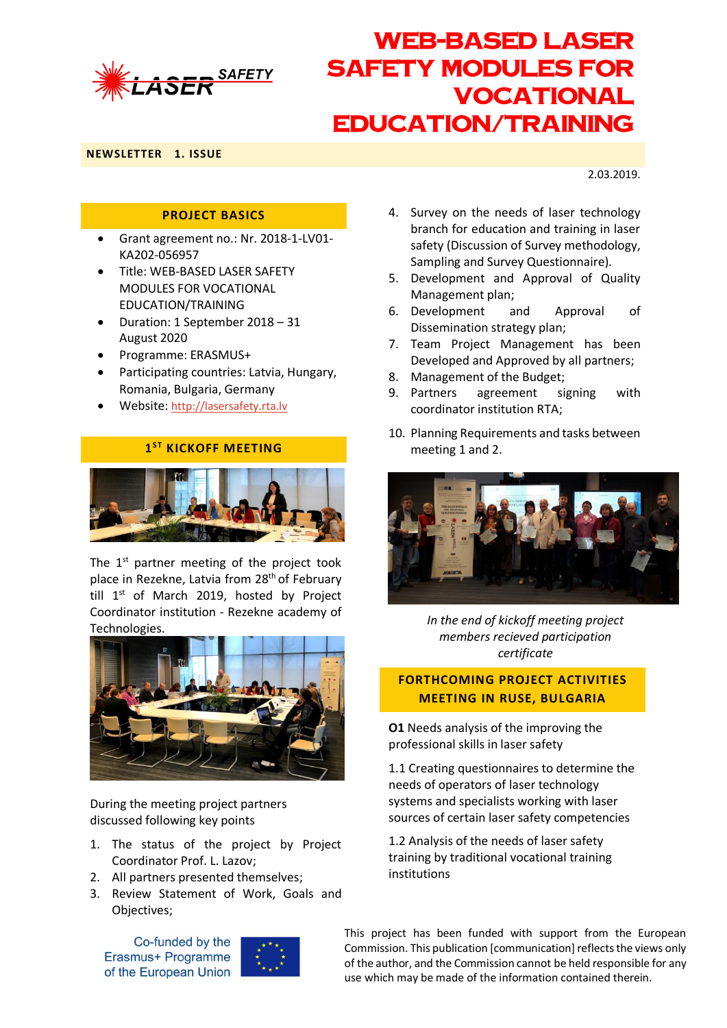# WEB-BASED LASER SAFETY MODULES FOR VOCATIONAL EDUCATION/TRAINING

**NEWSLETTER 1. ISSUE**

2.03.2019.

## PROJECT BASICS

- Grant agreement no.: Nr. 2018-1-LV01-KA202-056957
- Title: WEB-BASED LASER SAFETY MODULES FOR VOCATIONAL EDUCATION/TRAINING
- Duration: 1 September 2018 – 31 August 2020
- Programme: ERASMUS+
- Participating countries: Latvia, Hungary, Romania, Bulgaria, Germany
- Website: http://lasersafety.rta.lv

## 1ST KICKOFF MEETING

The 1st partner meeting of the project took place in Rezekne, Latvia from 28th of February till 1st of March 2019, hosted by Project Coordinator institution - Rezekne academy of Technologies.

During the meeting project partners discussed following key points

1. The status of the project by Project Coordinator Prof. L. Lazov;
2. All partners presented themselves;
3. Review Statement of Work, Goals and Objectives;
4. Survey on the needs of laser technology branch for education and training in laser safety (Discussion of Survey methodology, Sampling and Survey Questionnaire).
5. Development and Approval of Quality Management plan;
6. Development and Approval of Dissemination strategy plan;
7. Team Project Management has been Developed and Approved by all partners;
8. Management of the Budget;
9. Partners agreement signing with coordinator institution RTA;
10. Planning Requirements and tasks between meeting 1 and 2.

*In the end of kickoff meeting project members recieved participation certificate*

## FORTHCOMING PROJECT ACTIVITIES MEETING IN RUSE, BULGARIA

**O1** Needs analysis of the improving the professional skills in laser safety

1.1 Creating questionnaires to determine the needs of operators of laser technology systems and specialists working with laser sources of certain laser safety competencies

1.2 Analysis of the needs of laser safety training by traditional vocational training institutions

Co-funded by the Erasmus+ Programme of the European Union

This project has been funded with support from the European Commission. This publication [communication] reflects the views only of the author, and the Commission cannot be held responsible for any use which may be made of the information contained therein.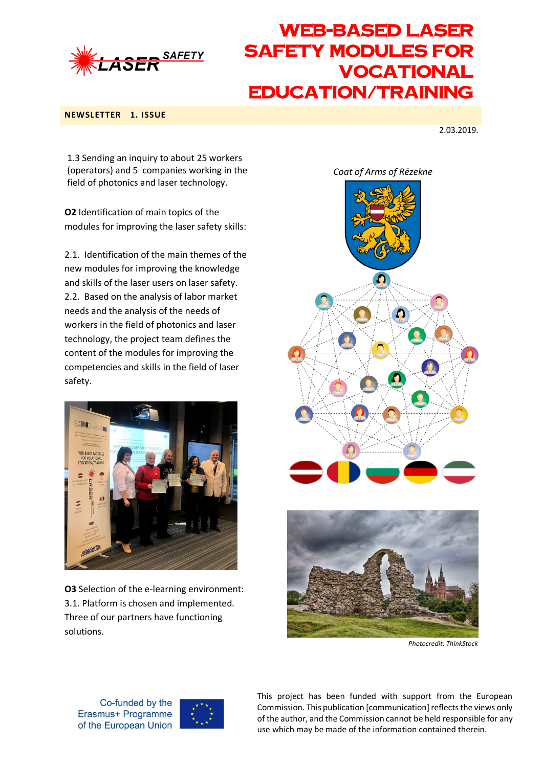# WEB-BASED LASER SAFETY MODULES FOR VOCATIONAL EDUCATION/TRAINING

**NEWSLETTER 1. ISSUE**

2.03.2019.

1.3 Sending an inquiry to about 25 workers (operators) and 5 companies working in the field of photonics and laser technology.

**O2** Identification of main topics of the modules for improving the laser safety skills:

2.1. Identification of the main themes of the new modules for improving the knowledge and skills of the laser users on laser safety.

2.2. Based on the analysis of labor market needs and the analysis of the needs of workers in the field of photonics and laser technology, the project team defines the content of the modules for improving the competencies and skills in the field of laser safety.

**O3** Selection of the e-learning environment:

3.1. Platform is chosen and implemented. Three of our partners have functioning solutions.

*Coat of Arms of Rēzekne*

*Photocredit: ThinkStock*

Co-funded by the Erasmus+ Programme of the European Union

This project has been funded with support from the European Commission. This publication [communication] reflects the views only of the author, and the Commission cannot be held responsible for any use which may be made of the information contained therein.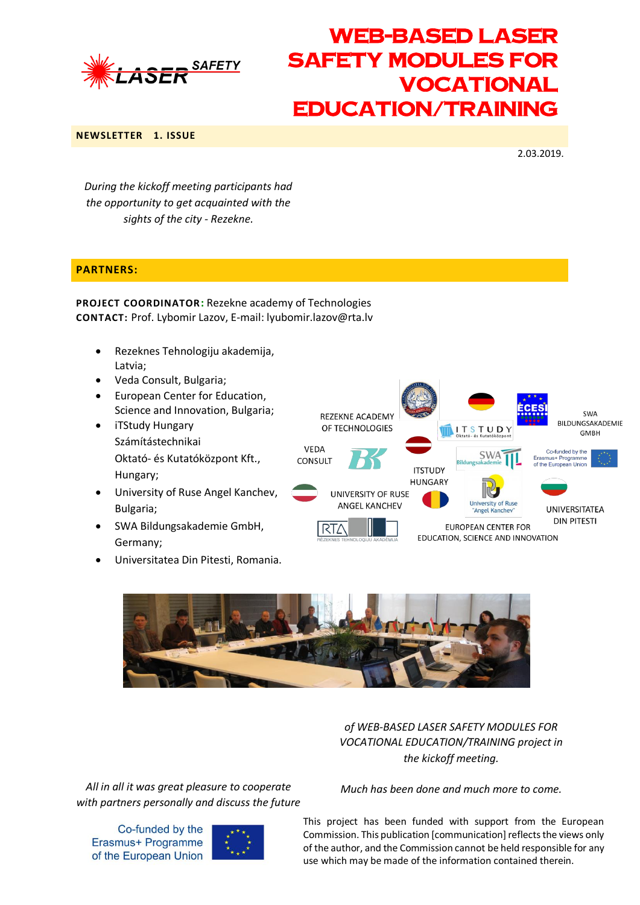# WEB-BASED LASER SAFETY MODULES FOR VOCATIONAL EDUCATION/TRAINING

**NEWSLETTER 1. ISSUE**

2.03.2019.

*During the kickoff meeting participants had the opportunity to get acquainted with the sights of the city - Rezekne.*

## PARTNERS:

**PROJECT COORDINATOR:** Rezekne academy of Technologies
**CONTACT:** Prof. Lybomir Lazov, E-mail: lyubomir.lazov@rta.lv

- Rezeknes Tehnologiju akademija, Latvia;
- Veda Consult, Bulgaria;
- European Center for Education, Science and Innovation, Bulgaria;
- iTStudy Hungary Számítástechnikai Oktató- és Kutatóközpont Kft., Hungary;
- University of Ruse Angel Kanchev, Bulgaria;
- SWA Bildungsakademie GmbH, Germany;
- Universitatea Din Pitesti, Romania.

*of WEB-BASED LASER SAFETY MODULES FOR VOCATIONAL EDUCATION/TRAINING project in the kickoff meeting.*

*All in all it was great pleasure to cooperate with partners personally and discuss the future*

*Much has been done and much more to come.*

Co-funded by the Erasmus+ Programme of the European Union

This project has been funded with support from the European Commission. This publication [communication] reflects the views only of the author, and the Commission cannot be held responsible for any use which may be made of the information contained therein.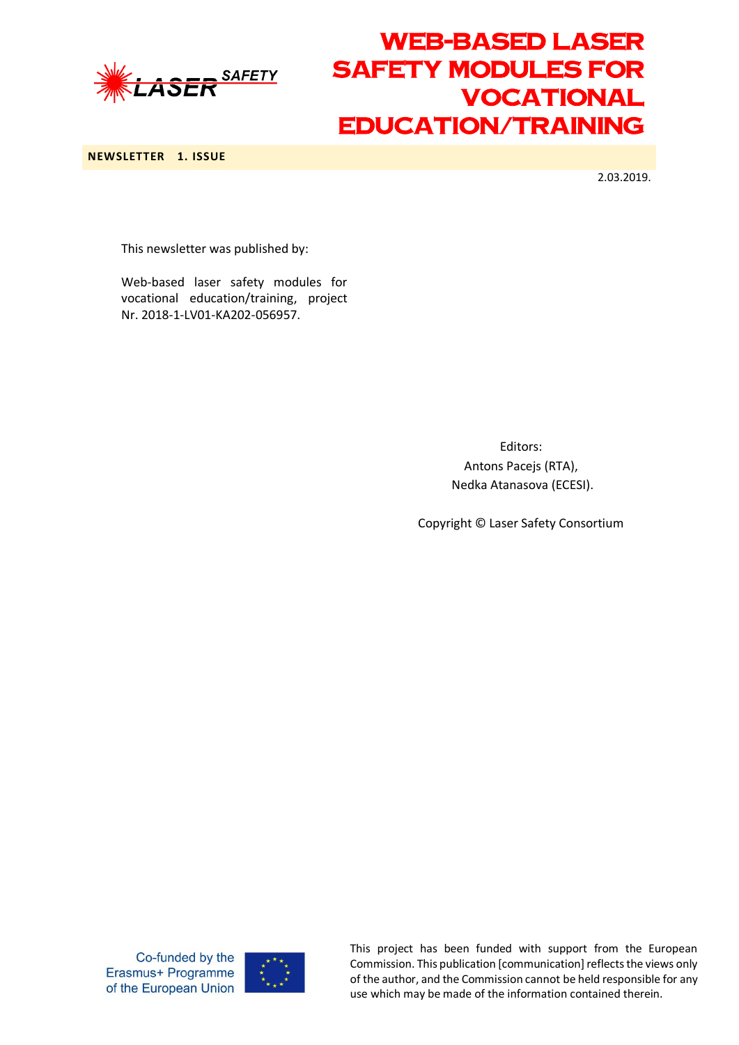# WEB-BASED LASER SAFETY MODULES FOR VOCATIONAL EDUCATION/TRAINING

**NEWSLETTER 1. ISSUE**

2.03.2019.

This newsletter was published by:

Web-based laser safety modules for vocational education/training, project Nr. 2018-1-LV01-KA202-056957.

Editors:
Antons Pacejs (RTA),
Nedka Atanasova (ECESI).

Copyright © Laser Safety Consortium

Co-funded by the Erasmus+ Programme of the European Union

This project has been funded with support from the European Commission. This publication [communication] reflects the views only of the author, and the Commission cannot be held responsible for any use which may be made of the information contained therein.